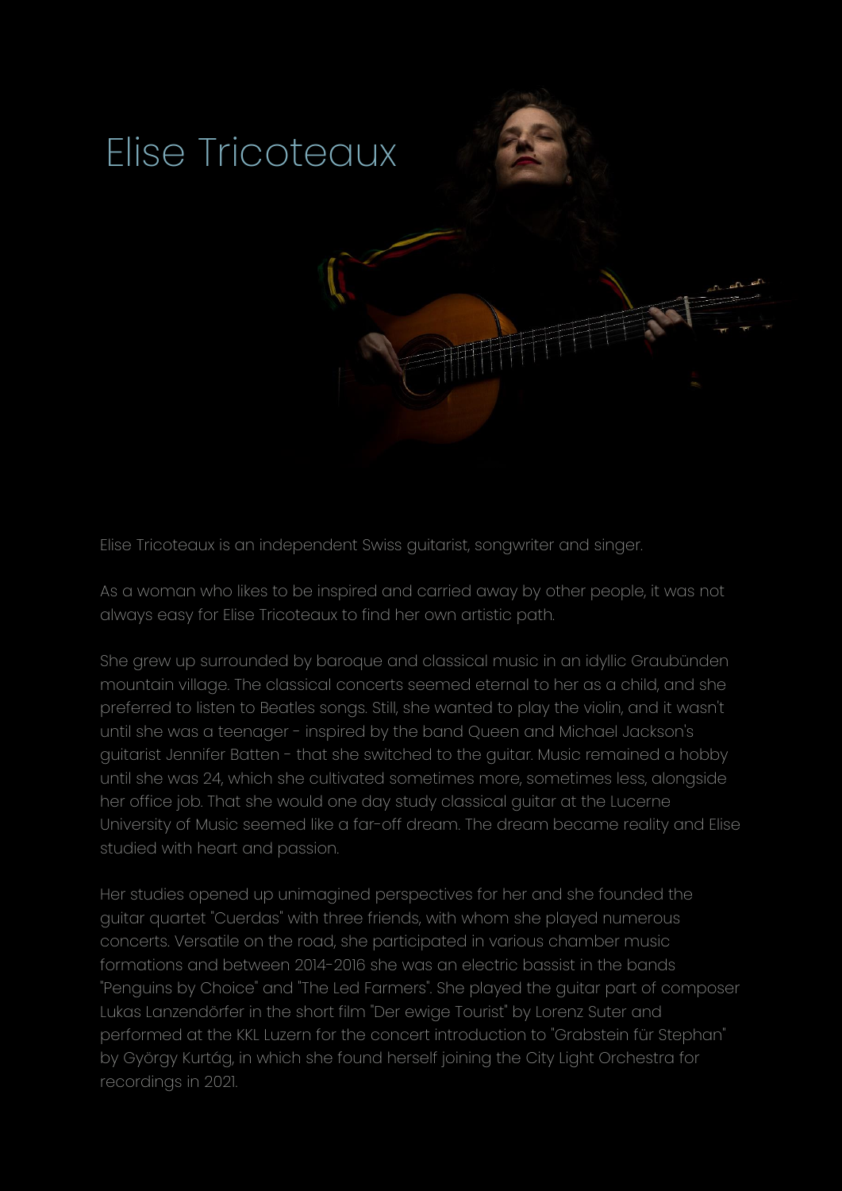# Elise Tricoteaux

Elise Tricoteaux is an independent Swiss guitarist, songwriter and singer.

As a woman who likes to be inspired and carried away by other people, it was not always easy for Elise Tricoteaux to find her own artistic path.

She grew up surrounded by baroque and classical music in an idyllic Graubünden mountain village. The classical concerts seemed eternal to her as a child, and she preferred to listen to Beatles songs. Still, she wanted to play the violin, and it wasn't until she was a teenager - inspired by the band Queen and Michael Jackson's guitarist Jennifer Batten - that she switched to the guitar. Music remained a hobby until she was 24, which she cultivated sometimes more, sometimes less, alongside her office job. That she would one day study classical guitar at the Lucerne University of Music seemed like a far-off dream. The dream became reality and Elise studied with heart and passion.

Her studies opened up unimagined perspectives for her and she founded the guitar quartet "Cuerdas" with three friends, with whom she played numerous concerts. Versatile on the road, she participated in various chamber music formations and between 2014-2016 she was an electric bassist in the bands "Penguins by Choice" and "The Led Farmers". She played the guitar part of composer Lukas Lanzendörfer in the short film "Der ewige Tourist" by Lorenz Suter and performed at the KKL Luzern for the concert introduction to "Grabstein für Stephan" by György Kurtág, in which she found herself joining the City Light Orchestra for recordings in 2021.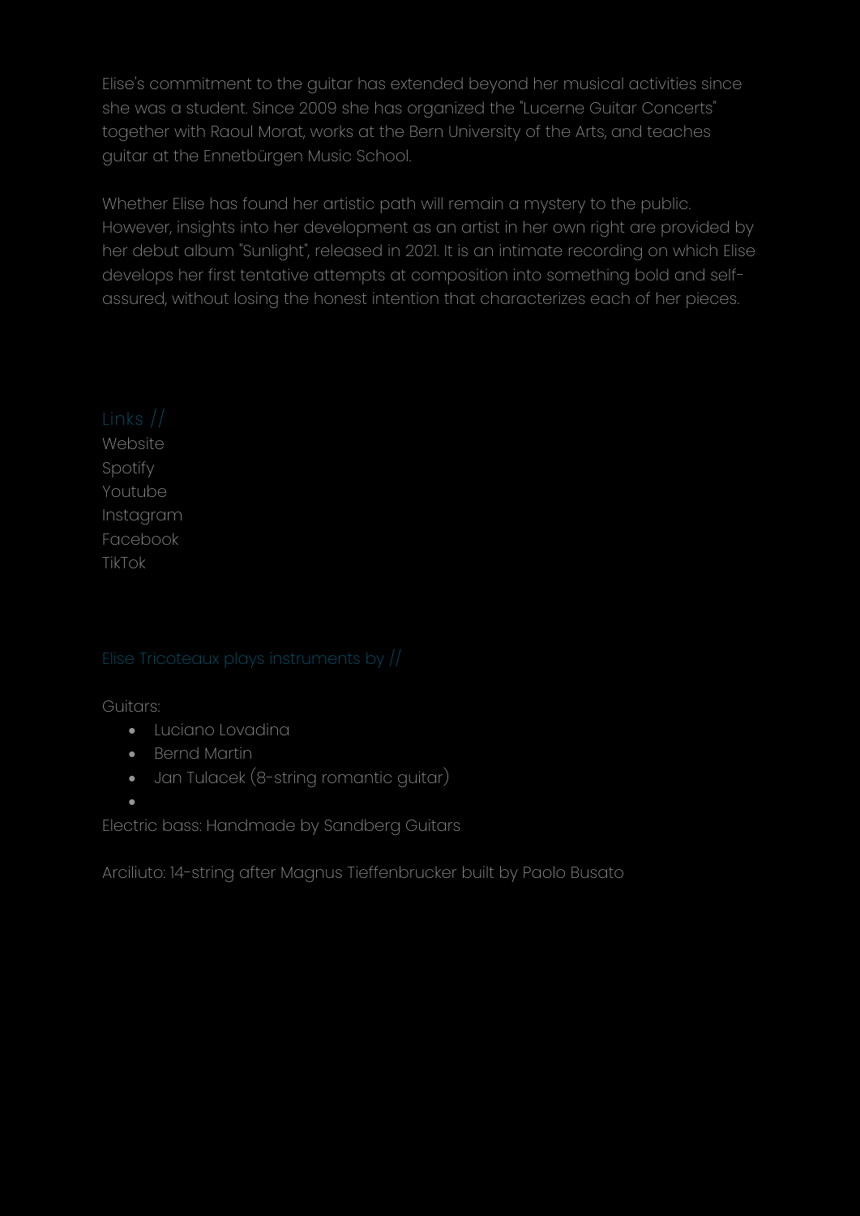Elise's commitment to the guitar has extended beyond her musical activities since she was a student. Since 2009 she has organized the "Lucerne Guitar Concerts" together with Raoul Morat, works at the Bern University of the Arts, and teaches guitar at the Ennetbürgen Music School.

Whether Elise has found her artistic path will remain a mystery to the public. However, insights into her development as an artist in her own right are provided by her debut album "Sunlight", released in 2021. It is an intimate recording on which Elise develops her first tentative attempts at composition into something bold and self-assured, without losing the honest intention that characterizes each of her pieces.

## Links //

Website
Spotify
Youtube
Instagram
Facebook
TikTok

## Elise Tricoteaux plays instruments by //

Guitars:

- Luciano Lovadina
- Bernd Martin
- Jan Tulacek (8-string romantic guitar)
- 

Electric bass: Handmade by Sandberg Guitars

Arciliuto: 14-string after Magnus Tieffenbrucker built by Paolo Busato